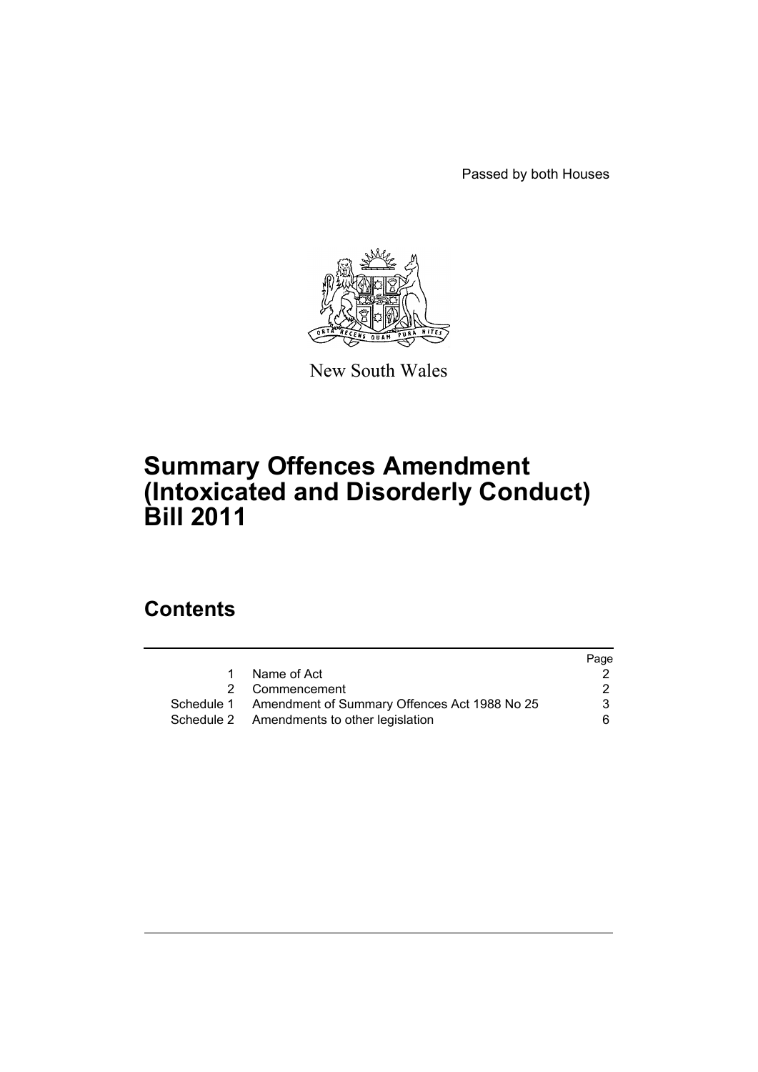Passed by both Houses

New South Wales

# Summary Offences Amendment (Intoxicated and Disorderly Conduct) Bill 2011

## Contents

| | | Page |
|---|---|---|
| 1 | Name of Act | 2 |
| 2 | Commencement | 2 |
| Schedule 1 | Amendment of Summary Offences Act 1988 No 25 | 3 |
| Schedule 2 | Amendments to other legislation | 6 |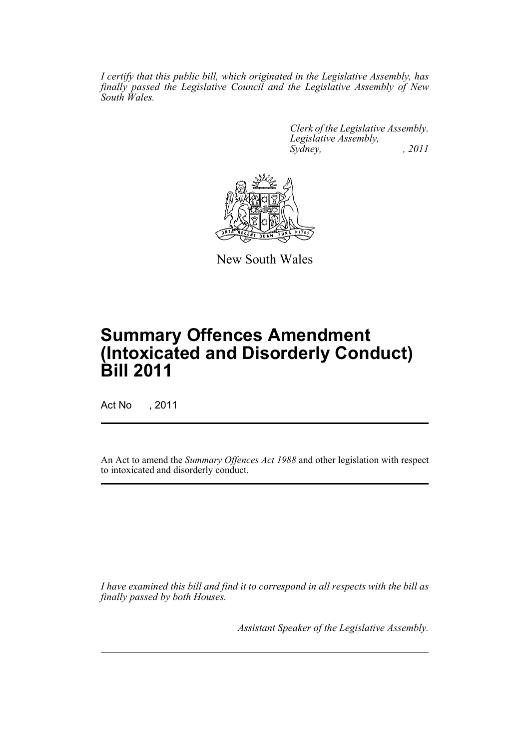*I certify that this public bill, which originated in the Legislative Assembly, has finally passed the Legislative Council and the Legislative Assembly of New South Wales.*

*Clerk of the Legislative Assembly.*
*Legislative Assembly,*
*Sydney, , 2011*

New South Wales

# Summary Offences Amendment (Intoxicated and Disorderly Conduct) Bill 2011

Act No , 2011

An Act to amend the *Summary Offences Act 1988* and other legislation with respect to intoxicated and disorderly conduct.

*I have examined this bill and find it to correspond in all respects with the bill as finally passed by both Houses.*

*Assistant Speaker of the Legislative Assembly.*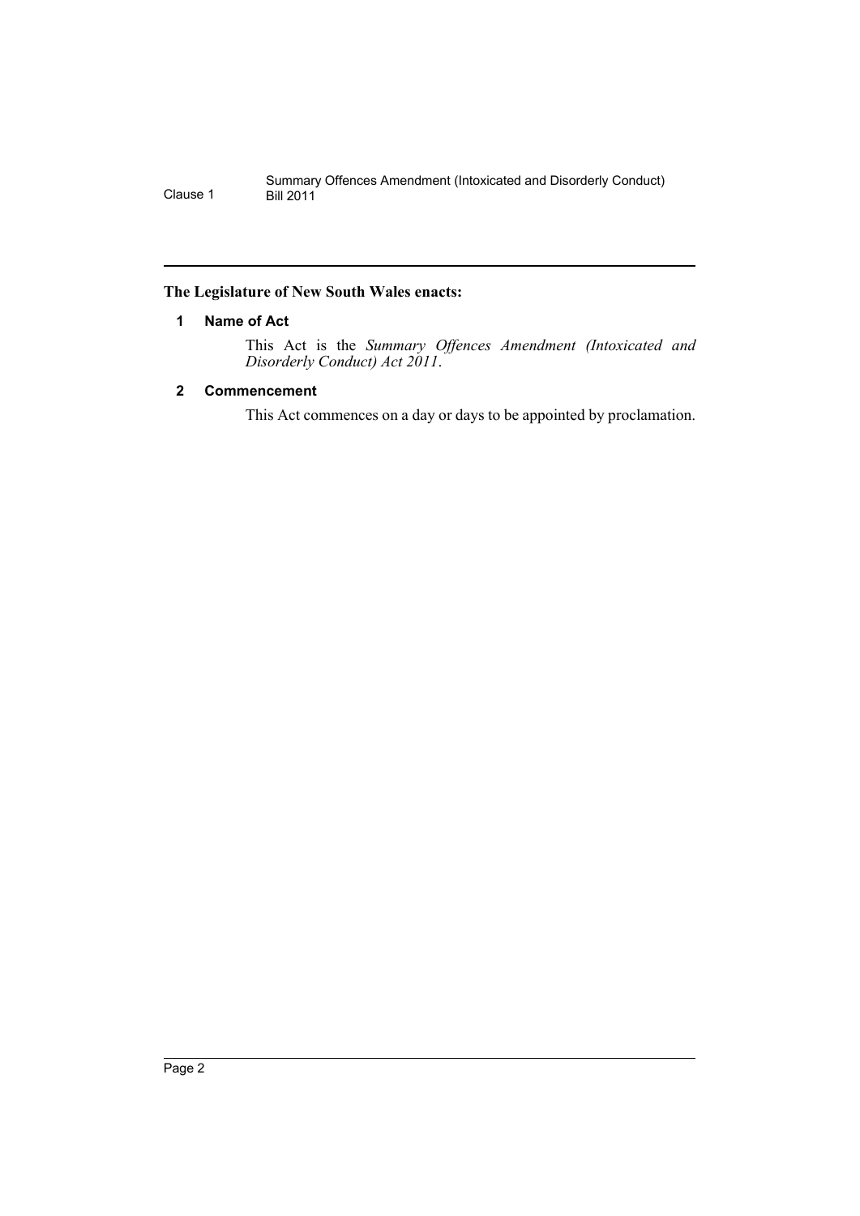**The Legislature of New South Wales enacts:**

## 1 Name of Act

This Act is the *Summary Offences Amendment (Intoxicated and Disorderly Conduct) Act 2011*.

## 2 Commencement

This Act commences on a day or days to be appointed by proclamation.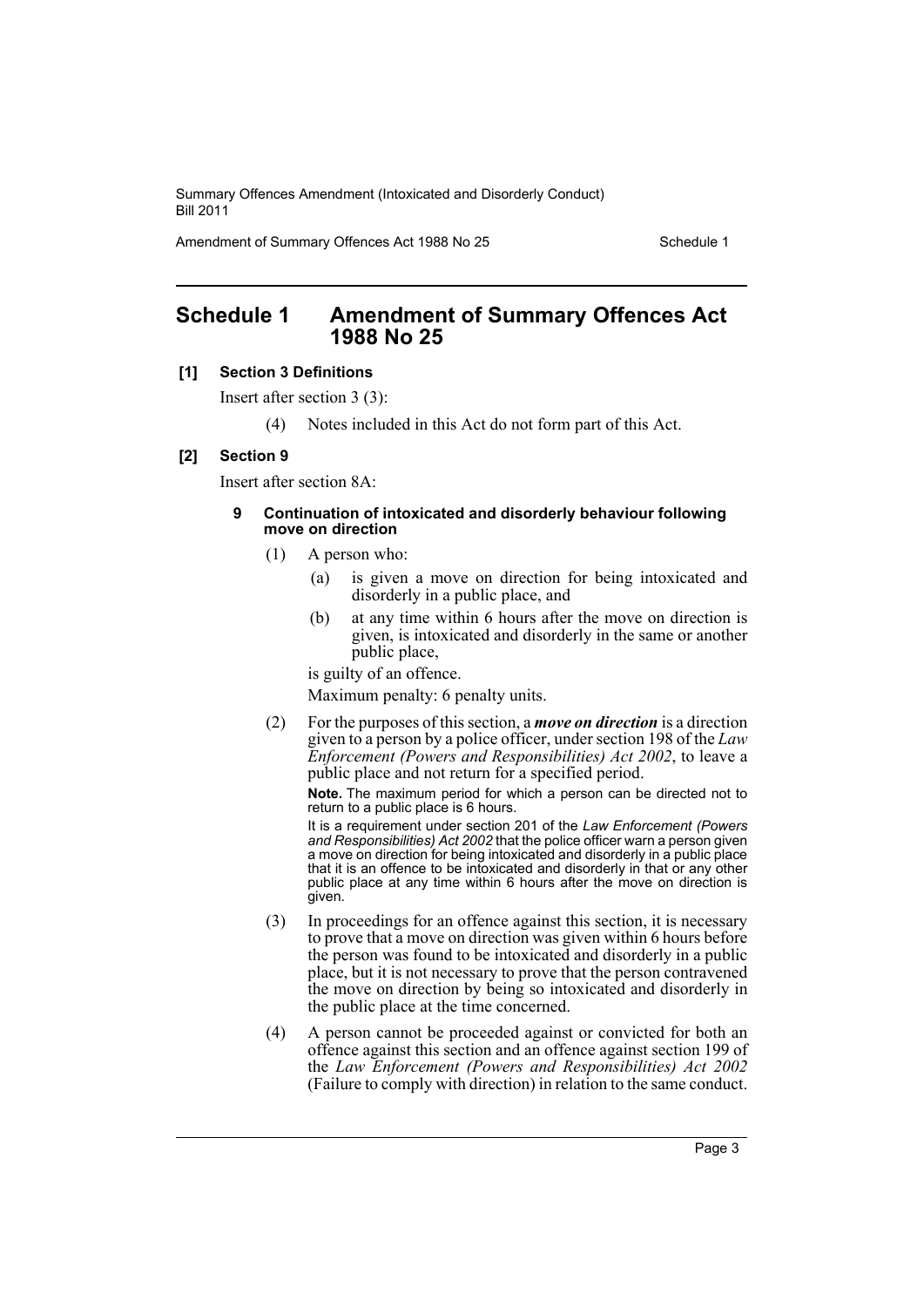# Schedule 1 Amendment of Summary Offences Act 1988 No 25

## [1] Section 3 Definitions

Insert after section 3 (3):

> (4) Notes included in this Act do not form part of this Act.

## [2] Section 9

Insert after section 8A:

### 9 Continuation of intoxicated and disorderly behaviour following move on direction

(1) A person who:

> (a) is given a move on direction for being intoxicated and disorderly in a public place, and
>
> (b) at any time within 6 hours after the move on direction is given, is intoxicated and disorderly in the same or another public place,

is guilty of an offence.

Maximum penalty: 6 penalty units.

(2) For the purposes of this section, a ***move on direction*** is a direction given to a person by a police officer, under section 198 of the *Law Enforcement (Powers and Responsibilities) Act 2002*, to leave a public place and not return for a specified period.

**Note.** The maximum period for which a person can be directed not to return to a public place is 6 hours.

It is a requirement under section 201 of the *Law Enforcement (Powers and Responsibilities) Act 2002* that the police officer warn a person given a move on direction for being intoxicated and disorderly in a public place that it is an offence to be intoxicated and disorderly in that or any other public place at any time within 6 hours after the move on direction is given.

(3) In proceedings for an offence against this section, it is necessary to prove that a move on direction was given within 6 hours before the person was found to be intoxicated and disorderly in a public place, but it is not necessary to prove that the person contravened the move on direction by being so intoxicated and disorderly in the public place at the time concerned.

(4) A person cannot be proceeded against or convicted for both an offence against this section and an offence against section 199 of the *Law Enforcement (Powers and Responsibilities) Act 2002* (Failure to comply with direction) in relation to the same conduct.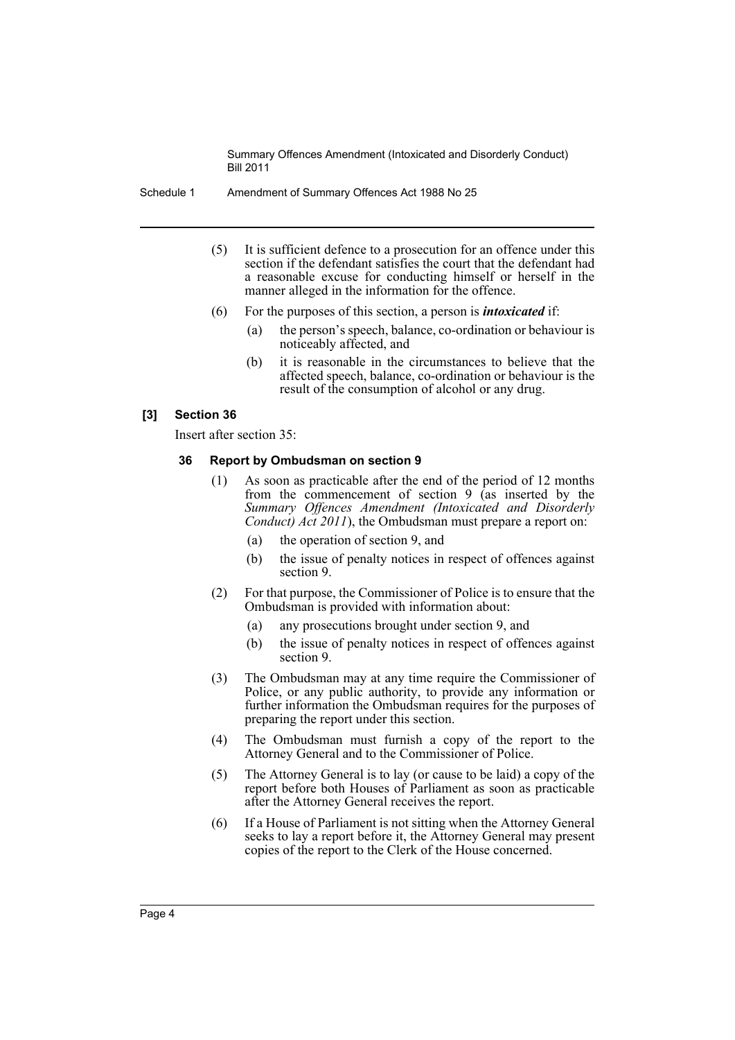(5) It is sufficient defence to a prosecution for an offence under this section if the defendant satisfies the court that the defendant had a reasonable excuse for conducting himself or herself in the manner alleged in the information for the offence.

(6) For the purposes of this section, a person is ***intoxicated*** if:

- (a) the person's speech, balance, co-ordination or behaviour is noticeably affected, and
- (b) it is reasonable in the circumstances to believe that the affected speech, balance, co-ordination or behaviour is the result of the consumption of alcohol or any drug.

### [3] Section 36

Insert after section 35:

#### 36 Report by Ombudsman on section 9

(1) As soon as practicable after the end of the period of 12 months from the commencement of section 9 (as inserted by the *Summary Offences Amendment (Intoxicated and Disorderly Conduct) Act 2011*), the Ombudsman must prepare a report on:

- (a) the operation of section 9, and
- (b) the issue of penalty notices in respect of offences against section 9.

(2) For that purpose, the Commissioner of Police is to ensure that the Ombudsman is provided with information about:

- (a) any prosecutions brought under section 9, and
- (b) the issue of penalty notices in respect of offences against section 9.

(3) The Ombudsman may at any time require the Commissioner of Police, or any public authority, to provide any information or further information the Ombudsman requires for the purposes of preparing the report under this section.

(4) The Ombudsman must furnish a copy of the report to the Attorney General and to the Commissioner of Police.

(5) The Attorney General is to lay (or cause to be laid) a copy of the report before both Houses of Parliament as soon as practicable after the Attorney General receives the report.

(6) If a House of Parliament is not sitting when the Attorney General seeks to lay a report before it, the Attorney General may present copies of the report to the Clerk of the House concerned.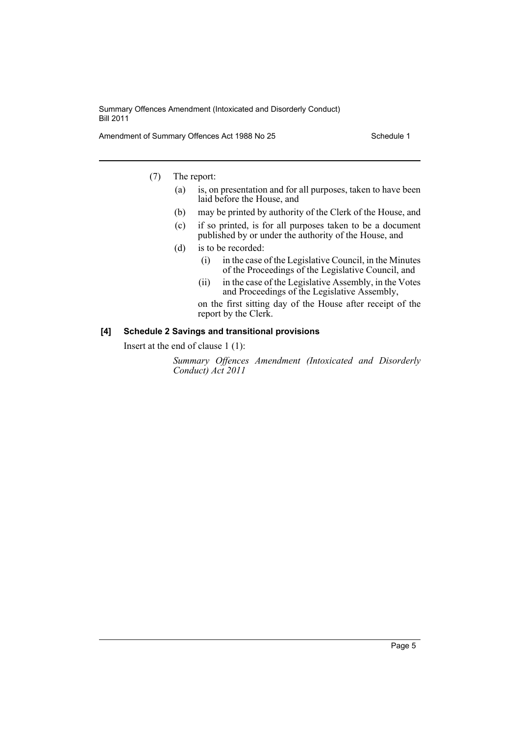(7) The report:

(a) is, on presentation and for all purposes, taken to have been laid before the House, and

(b) may be printed by authority of the Clerk of the House, and

(c) if so printed, is for all purposes taken to be a document published by or under the authority of the House, and

(d) is to be recorded:

(i) in the case of the Legislative Council, in the Minutes of the Proceedings of the Legislative Council, and

(ii) in the case of the Legislative Assembly, in the Votes and Proceedings of the Legislative Assembly,

on the first sitting day of the House after receipt of the report by the Clerk.

**[4] Schedule 2 Savings and transitional provisions**

Insert at the end of clause 1 (1):

*Summary Offences Amendment (Intoxicated and Disorderly Conduct) Act 2011*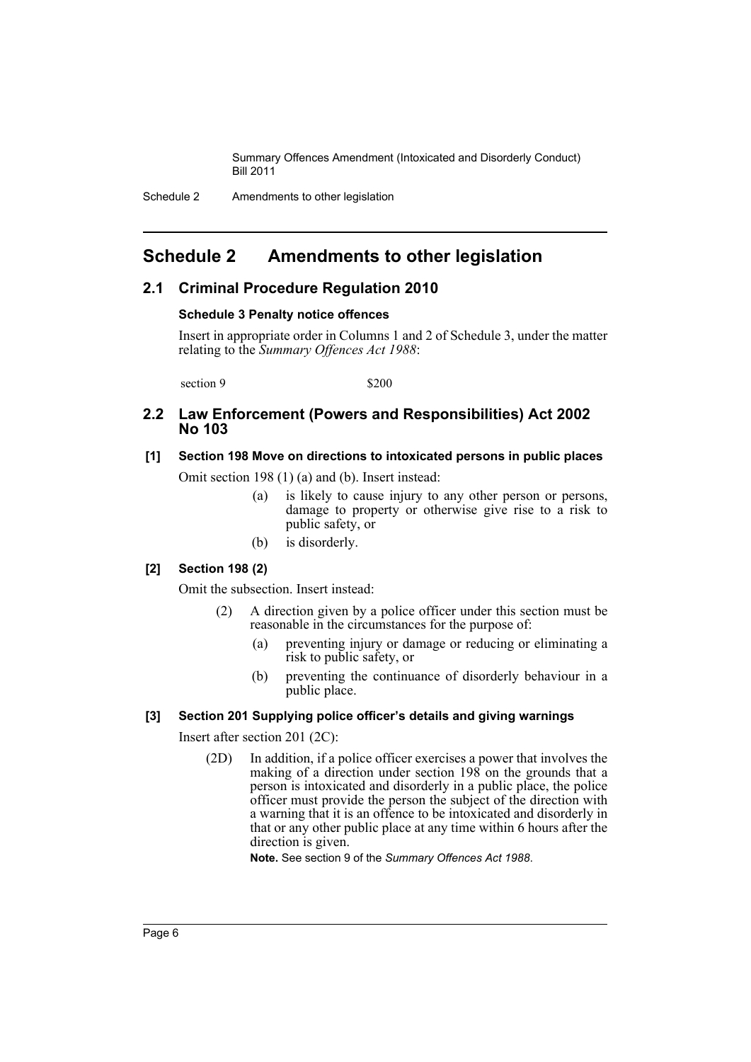# Schedule 2 Amendments to other legislation

## 2.1 Criminal Procedure Regulation 2010

### Schedule 3 Penalty notice offences

Insert in appropriate order in Columns 1 and 2 of Schedule 3, under the matter relating to the *Summary Offences Act 1988*:

| | |
|---|---|
| section 9 | \$200 |

## 2.2 Law Enforcement (Powers and Responsibilities) Act 2002 No 103

### [1] Section 198 Move on directions to intoxicated persons in public places

Omit section 198 (1) (a) and (b). Insert instead:

- (a) is likely to cause injury to any other person or persons, damage to property or otherwise give rise to a risk to public safety, or
- (b) is disorderly.

### [2] Section 198 (2)

Omit the subsection. Insert instead:

(2) A direction given by a police officer under this section must be reasonable in the circumstances for the purpose of:

- (a) preventing injury or damage or reducing or eliminating a risk to public safety, or
- (b) preventing the continuance of disorderly behaviour in a public place.

### [3] Section 201 Supplying police officer's details and giving warnings

Insert after section 201 (2C):

(2D) In addition, if a police officer exercises a power that involves the making of a direction under section 198 on the grounds that a person is intoxicated and disorderly in a public place, the police officer must provide the person the subject of the direction with a warning that it is an offence to be intoxicated and disorderly in that or any other public place at any time within 6 hours after the direction is given.

**Note.** See section 9 of the *Summary Offences Act 1988*.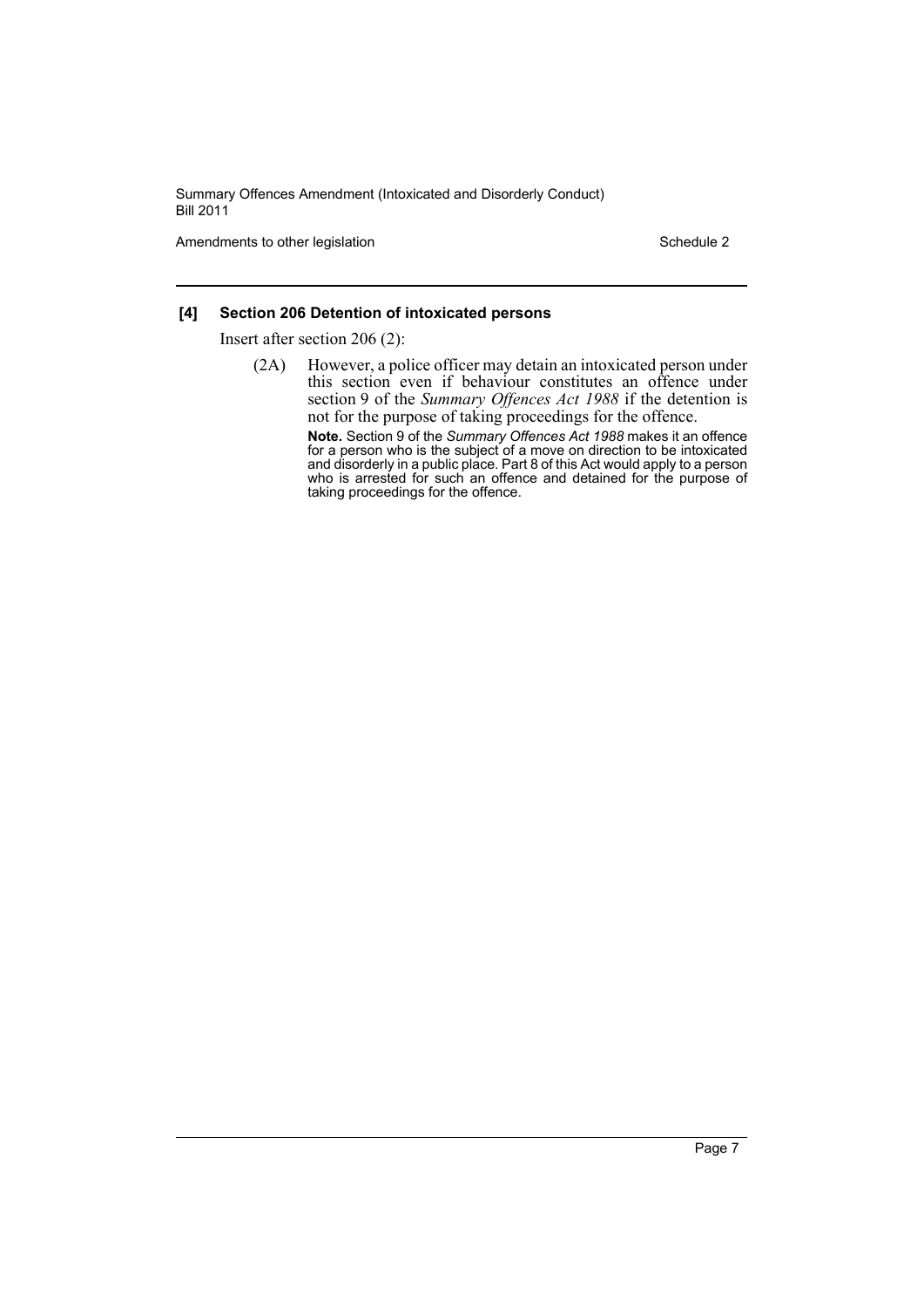**[4] Section 206 Detention of intoxicated persons**

Insert after section 206 (2):

(2A) However, a police officer may detain an intoxicated person under this section even if behaviour constitutes an offence under section 9 of the *Summary Offences Act 1988* if the detention is not for the purpose of taking proceedings for the offence.

**Note.** Section 9 of the *Summary Offences Act 1988* makes it an offence for a person who is the subject of a move on direction to be intoxicated and disorderly in a public place. Part 8 of this Act would apply to a person who is arrested for such an offence and detained for the purpose of taking proceedings for the offence.